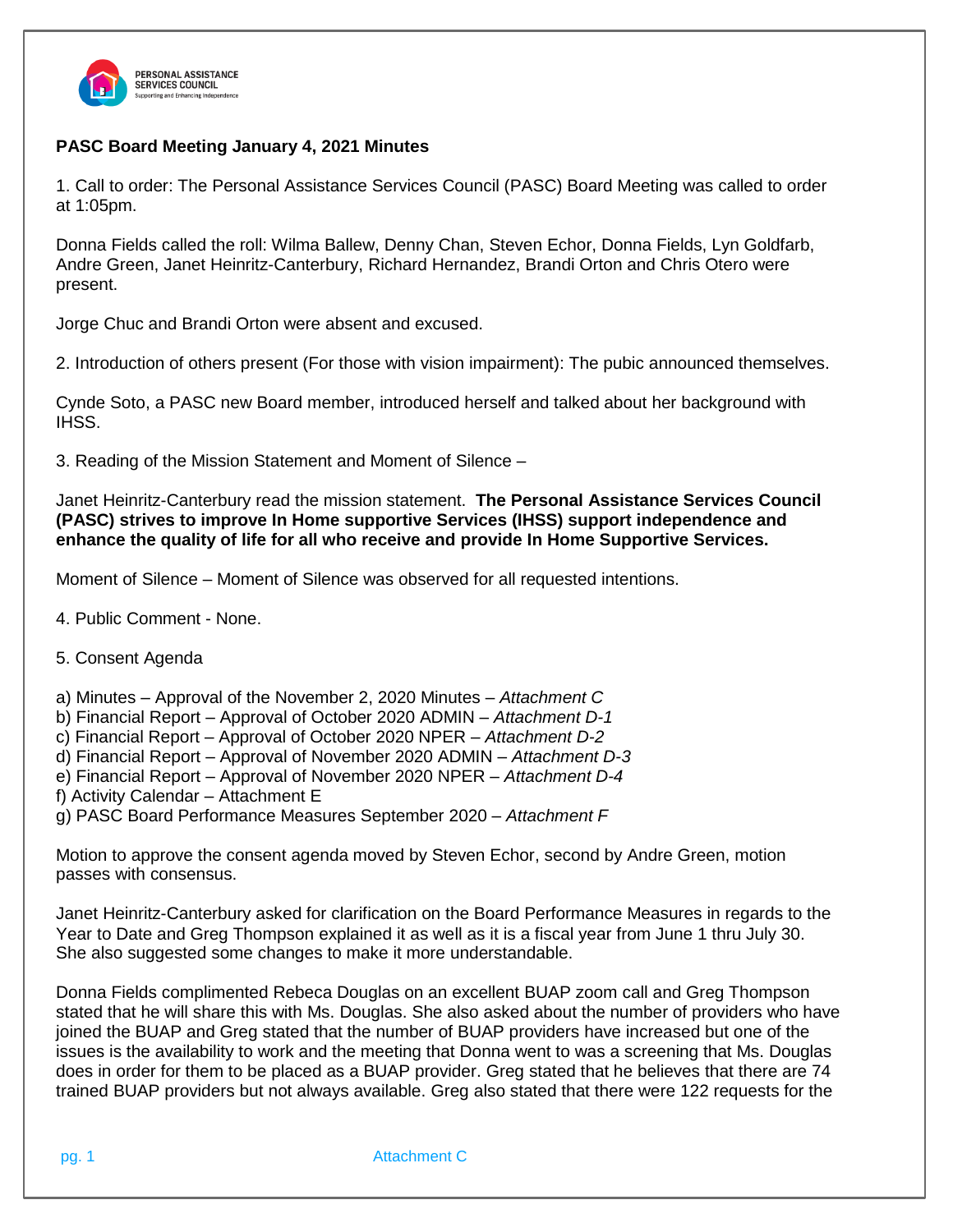**PASC Board Meeting January 4, 2021 Minutes**

1. Call to order: The Personal Assistance Services Council (PASC) Board Meeting was called to order at 1:05pm.

Donna Fields called the roll: Wilma Ballew, Denny Chan, Steven Echor, Donna Fields, Lyn Goldfarb, Andre Green, Janet Heinritz-Canterbury, Richard Hernandez, Brandi Orton and Chris Otero were present.

Jorge Chuc and Brandi Orton were absent and excused.

2. Introduction of others present (For those with vision impairment): The pubic announced themselves.

Cynde Soto, a PASC new Board member, introduced herself and talked about her background with IHSS.

3. Reading of the Mission Statement and Moment of Silence –

Janet Heinritz-Canterbury read the mission statement. **The Personal Assistance Services Council (PASC) strives to improve In Home supportive Services (IHSS) support independence and enhance the quality of life for all who receive and provide In Home Supportive Services.**

Moment of Silence – Moment of Silence was observed for all requested intentions.

4. Public Comment - None.

5. Consent Agenda

a) Minutes – Approval of the November 2, 2020 Minutes – *Attachment C*
b) Financial Report – Approval of October 2020 ADMIN – *Attachment D-1*
c) Financial Report – Approval of October 2020 NPER – *Attachment D-2*
d) Financial Report – Approval of November 2020 ADMIN – *Attachment D-3*
e) Financial Report – Approval of November 2020 NPER – *Attachment D-4*
f) Activity Calendar – Attachment E
g) PASC Board Performance Measures September 2020 – *Attachment F*

Motion to approve the consent agenda moved by Steven Echor, second by Andre Green, motion passes with consensus.

Janet Heinritz-Canterbury asked for clarification on the Board Performance Measures in regards to the Year to Date and Greg Thompson explained it as well as it is a fiscal year from June 1 thru July 30. She also suggested some changes to make it more understandable.

Donna Fields complimented Rebeca Douglas on an excellent BUAP zoom call and Greg Thompson stated that he will share this with Ms. Douglas. She also asked about the number of providers who have joined the BUAP and Greg stated that the number of BUAP providers have increased but one of the issues is the availability to work and the meeting that Donna went to was a screening that Ms. Douglas does in order for them to be placed as a BUAP provider. Greg stated that he believes that there are 74 trained BUAP providers but not always available. Greg also stated that there were 122 requests for the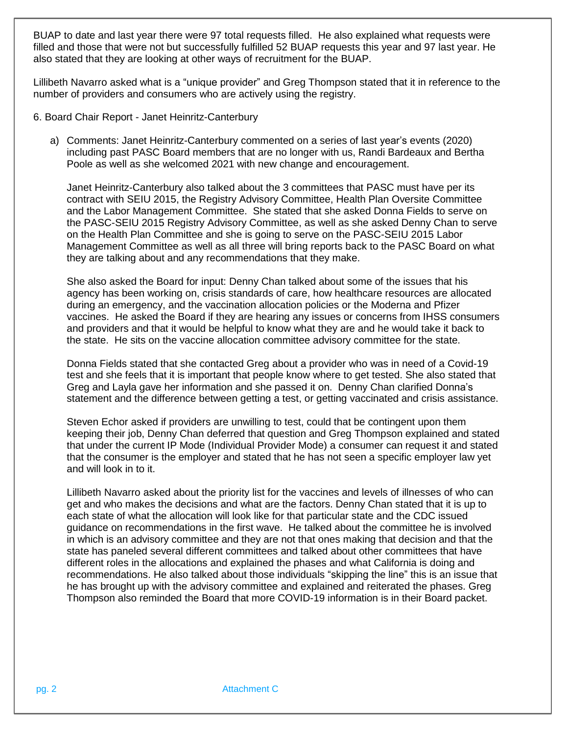BUAP to date and last year there were 97 total requests filled. He also explained what requests were filled and those that were not but successfully fulfilled 52 BUAP requests this year and 97 last year. He also stated that they are looking at other ways of recruitment for the BUAP.

Lillibeth Navarro asked what is a "unique provider" and Greg Thompson stated that it in reference to the number of providers and consumers who are actively using the registry.

6. Board Chair Report - Janet Heinritz-Canterbury

a) Comments: Janet Heinritz-Canterbury commented on a series of last year's events (2020) including past PASC Board members that are no longer with us, Randi Bardeaux and Bertha Poole as well as she welcomed 2021 with new change and encouragement.

   Janet Heinritz-Canterbury also talked about the 3 committees that PASC must have per its contract with SEIU 2015, the Registry Advisory Committee, Health Plan Oversite Committee and the Labor Management Committee. She stated that she asked Donna Fields to serve on the PASC-SEIU 2015 Registry Advisory Committee, as well as she asked Denny Chan to serve on the Health Plan Committee and she is going to serve on the PASC-SEIU 2015 Labor Management Committee as well as all three will bring reports back to the PASC Board on what they are talking about and any recommendations that they make.

   She also asked the Board for input: Denny Chan talked about some of the issues that his agency has been working on, crisis standards of care, how healthcare resources are allocated during an emergency, and the vaccination allocation policies or the Moderna and Pfizer vaccines. He asked the Board if they are hearing any issues or concerns from IHSS consumers and providers and that it would be helpful to know what they are and he would take it back to the state. He sits on the vaccine allocation committee advisory committee for the state.

   Donna Fields stated that she contacted Greg about a provider who was in need of a Covid-19 test and she feels that it is important that people know where to get tested. She also stated that Greg and Layla gave her information and she passed it on. Denny Chan clarified Donna's statement and the difference between getting a test, or getting vaccinated and crisis assistance.

   Steven Echor asked if providers are unwilling to test, could that be contingent upon them keeping their job, Denny Chan deferred that question and Greg Thompson explained and stated that under the current IP Mode (Individual Provider Mode) a consumer can request it and stated that the consumer is the employer and stated that he has not seen a specific employer law yet and will look in to it.

   Lillibeth Navarro asked about the priority list for the vaccines and levels of illnesses of who can get and who makes the decisions and what are the factors. Denny Chan stated that it is up to each state of what the allocation will look like for that particular state and the CDC issued guidance on recommendations in the first wave. He talked about the committee he is involved in which is an advisory committee and they are not that ones making that decision and that the state has paneled several different committees and talked about other committees that have different roles in the allocations and explained the phases and what California is doing and recommendations. He also talked about those individuals "skipping the line" this is an issue that he has brought up with the advisory committee and explained and reiterated the phases. Greg Thompson also reminded the Board that more COVID-19 information is in their Board packet.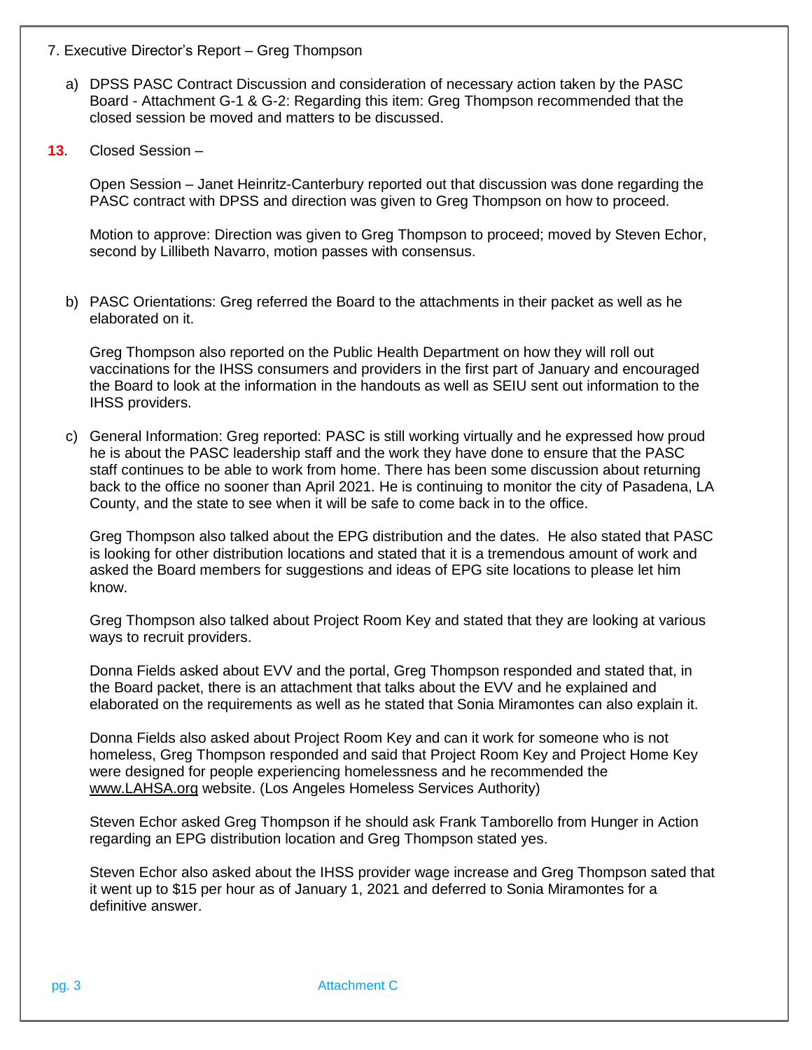7. Executive Director's Report – Greg Thompson

a) DPSS PASC Contract Discussion and consideration of necessary action taken by the PASC Board - Attachment G-1 & G-2: Regarding this item: Greg Thompson recommended that the closed session be moved and matters to be discussed.

**13**. Closed Session –

Open Session – Janet Heinritz-Canterbury reported out that discussion was done regarding the PASC contract with DPSS and direction was given to Greg Thompson on how to proceed.

Motion to approve: Direction was given to Greg Thompson to proceed; moved by Steven Echor, second by Lillibeth Navarro, motion passes with consensus.

b) PASC Orientations: Greg referred the Board to the attachments in their packet as well as he elaborated on it.

Greg Thompson also reported on the Public Health Department on how they will roll out vaccinations for the IHSS consumers and providers in the first part of January and encouraged the Board to look at the information in the handouts as well as SEIU sent out information to the IHSS providers.

c) General Information: Greg reported: PASC is still working virtually and he expressed how proud he is about the PASC leadership staff and the work they have done to ensure that the PASC staff continues to be able to work from home. There has been some discussion about returning back to the office no sooner than April 2021. He is continuing to monitor the city of Pasadena, LA County, and the state to see when it will be safe to come back in to the office.

Greg Thompson also talked about the EPG distribution and the dates. He also stated that PASC is looking for other distribution locations and stated that it is a tremendous amount of work and asked the Board members for suggestions and ideas of EPG site locations to please let him know.

Greg Thompson also talked about Project Room Key and stated that they are looking at various ways to recruit providers.

Donna Fields asked about EVV and the portal, Greg Thompson responded and stated that, in the Board packet, there is an attachment that talks about the EVV and he explained and elaborated on the requirements as well as he stated that Sonia Miramontes can also explain it.

Donna Fields also asked about Project Room Key and can it work for someone who is not homeless, Greg Thompson responded and said that Project Room Key and Project Home Key were designed for people experiencing homelessness and he recommended the www.LAHSA.org website. (Los Angeles Homeless Services Authority)

Steven Echor asked Greg Thompson if he should ask Frank Tamborello from Hunger in Action regarding an EPG distribution location and Greg Thompson stated yes.

Steven Echor also asked about the IHSS provider wage increase and Greg Thompson sated that it went up to $15 per hour as of January 1, 2021 and deferred to Sonia Miramontes for a definitive answer.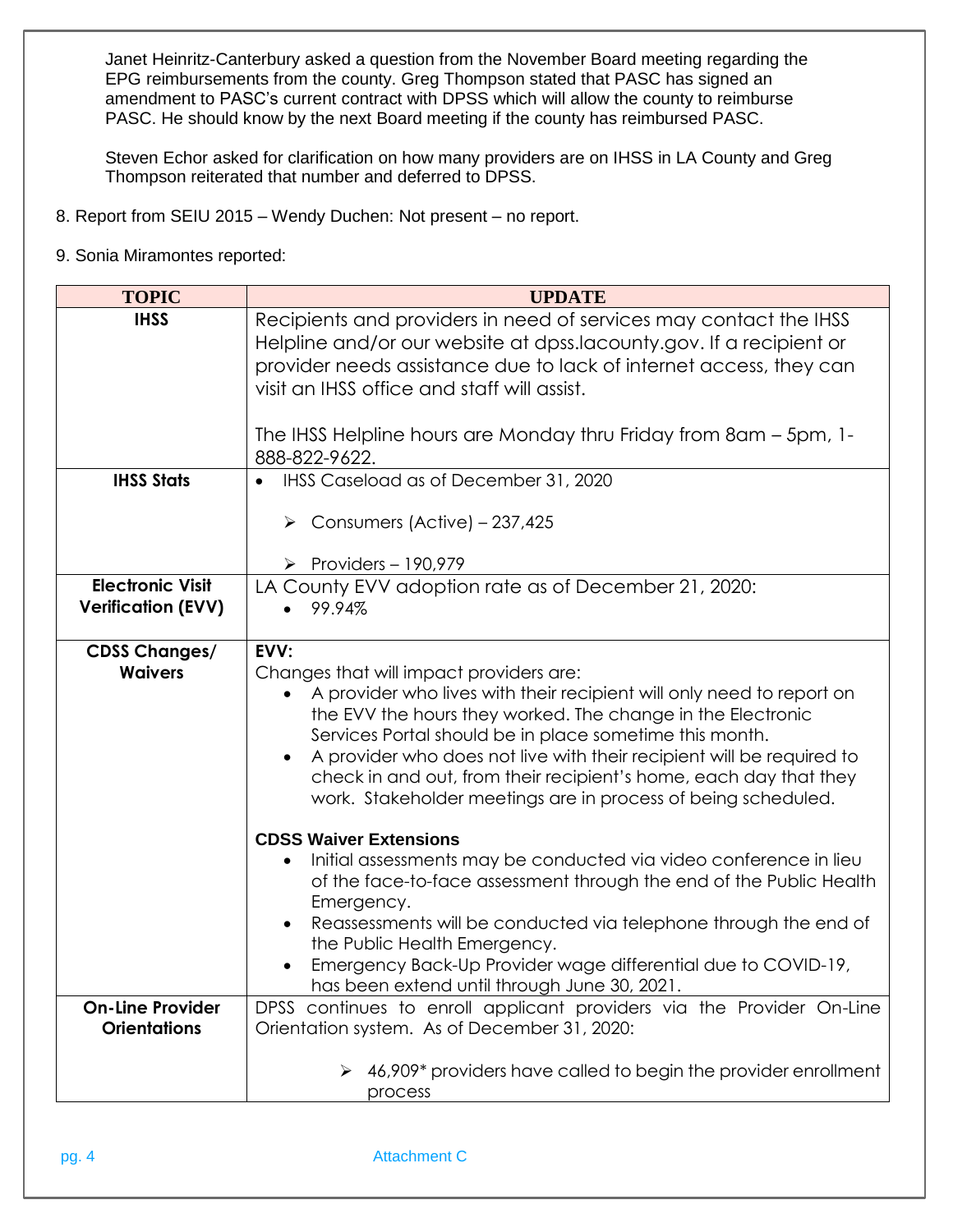Janet Heinritz-Canterbury asked a question from the November Board meeting regarding the EPG reimbursements from the county. Greg Thompson stated that PASC has signed an amendment to PASC's current contract with DPSS which will allow the county to reimburse PASC. He should know by the next Board meeting if the county has reimbursed PASC.

Steven Echor asked for clarification on how many providers are on IHSS in LA County and Greg Thompson reiterated that number and deferred to DPSS.

8. Report from SEIU 2015 – Wendy Duchen: Not present – no report.

9. Sonia Miramontes reported:

| TOPIC | UPDATE |
|---|---|
| **IHSS** | Recipients and providers in need of services may contact the IHSS Helpline and/or our website at dpss.lacounty.gov. If a recipient or provider needs assistance due to lack of internet access, they can visit an IHSS office and staff will assist.<br><br>The IHSS Helpline hours are Monday thru Friday from 8am – 5pm, 1-888-822-9622. |
| **IHSS Stats** | • IHSS Caseload as of December 31, 2020<br>➢ Consumers (Active) – 237,425<br>➢ Providers – 190,979 |
| **Electronic Visit Verification (EVV)** | LA County EVV adoption rate as of December 21, 2020:<br>• 99.94% |
| **CDSS Changes/ Waivers** | **EVV:**<br>Changes that will impact providers are:<br>• A provider who lives with their recipient will only need to report on the EVV the hours they worked. The change in the Electronic Services Portal should be in place sometime this month.<br>• A provider who does not live with their recipient will be required to check in and out, from their recipient's home, each day that they work. Stakeholder meetings are in process of being scheduled.<br><br>**CDSS Waiver Extensions**<br>• Initial assessments may be conducted via video conference in lieu of the face-to-face assessment through the end of the Public Health Emergency.<br>• Reassessments will be conducted via telephone through the end of the Public Health Emergency.<br>• Emergency Back-Up Provider wage differential due to COVID-19, has been extend until through June 30, 2021. |
| **On-Line Provider Orientations** | DPSS continues to enroll applicant providers via the Provider On-Line Orientation system. As of December 31, 2020:<br>➢ 46,909* providers have called to begin the provider enrollment process |

Attachment C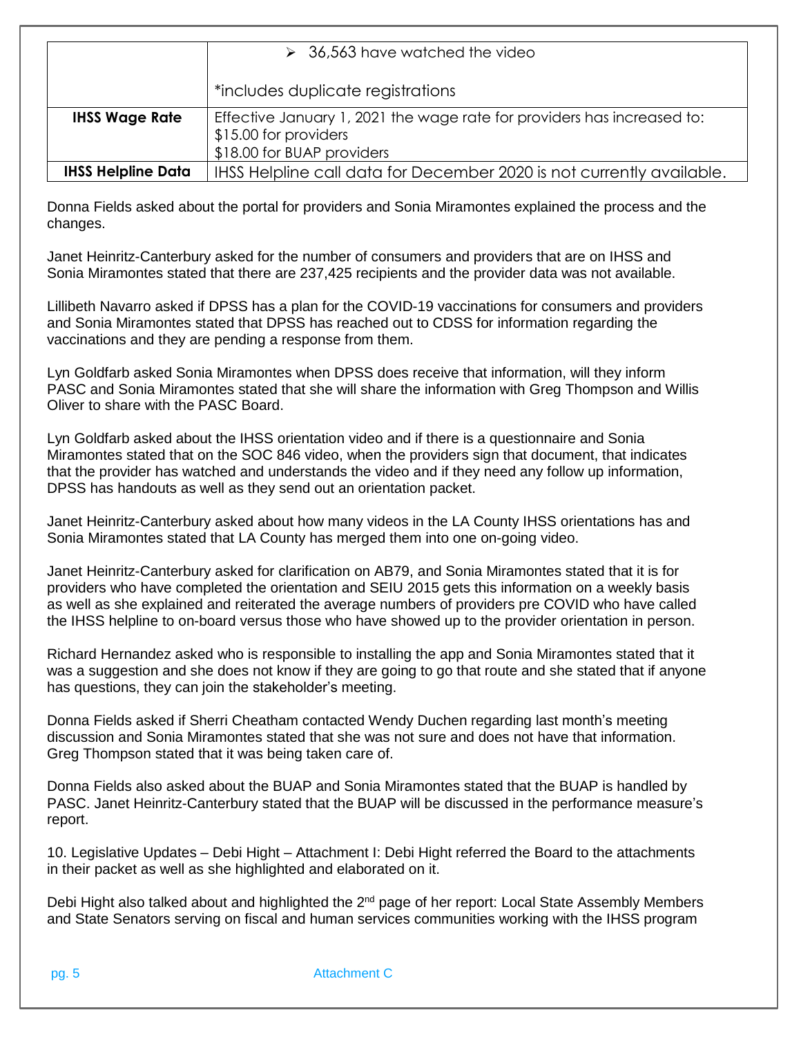| | |
|---|---|
| | ➢ 36,563 have watched the video<br><br>*includes duplicate registrations |
| **IHSS Wage Rate** | Effective January 1, 2021 the wage rate for providers has increased to:<br>$15.00 for providers<br>$18.00 for BUAP providers |
| **IHSS Helpline Data** | IHSS Helpline call data for December 2020 is not currently available. |

Donna Fields asked about the portal for providers and Sonia Miramontes explained the process and the changes.

Janet Heinritz-Canterbury asked for the number of consumers and providers that are on IHSS and Sonia Miramontes stated that there are 237,425 recipients and the provider data was not available.

Lillibeth Navarro asked if DPSS has a plan for the COVID-19 vaccinations for consumers and providers and Sonia Miramontes stated that DPSS has reached out to CDSS for information regarding the vaccinations and they are pending a response from them.

Lyn Goldfarb asked Sonia Miramontes when DPSS does receive that information, will they inform PASC and Sonia Miramontes stated that she will share the information with Greg Thompson and Willis Oliver to share with the PASC Board.

Lyn Goldfarb asked about the IHSS orientation video and if there is a questionnaire and Sonia Miramontes stated that on the SOC 846 video, when the providers sign that document, that indicates that the provider has watched and understands the video and if they need any follow up information, DPSS has handouts as well as they send out an orientation packet.

Janet Heinritz-Canterbury asked about how many videos in the LA County IHSS orientations has and Sonia Miramontes stated that LA County has merged them into one on-going video.

Janet Heinritz-Canterbury asked for clarification on AB79, and Sonia Miramontes stated that it is for providers who have completed the orientation and SEIU 2015 gets this information on a weekly basis as well as she explained and reiterated the average numbers of providers pre COVID who have called the IHSS helpline to on-board versus those who have showed up to the provider orientation in person.

Richard Hernandez asked who is responsible to installing the app and Sonia Miramontes stated that it was a suggestion and she does not know if they are going to go that route and she stated that if anyone has questions, they can join the stakeholder's meeting.

Donna Fields asked if Sherri Cheatham contacted Wendy Duchen regarding last month's meeting discussion and Sonia Miramontes stated that she was not sure and does not have that information. Greg Thompson stated that it was being taken care of.

Donna Fields also asked about the BUAP and Sonia Miramontes stated that the BUAP is handled by PASC. Janet Heinritz-Canterbury stated that the BUAP will be discussed in the performance measure's report.

10. Legislative Updates – Debi Hight – Attachment I: Debi Hight referred the Board to the attachments in their packet as well as she highlighted and elaborated on it.

Debi Hight also talked about and highlighted the 2nd page of her report: Local State Assembly Members and State Senators serving on fiscal and human services communities working with the IHSS program

Attachment C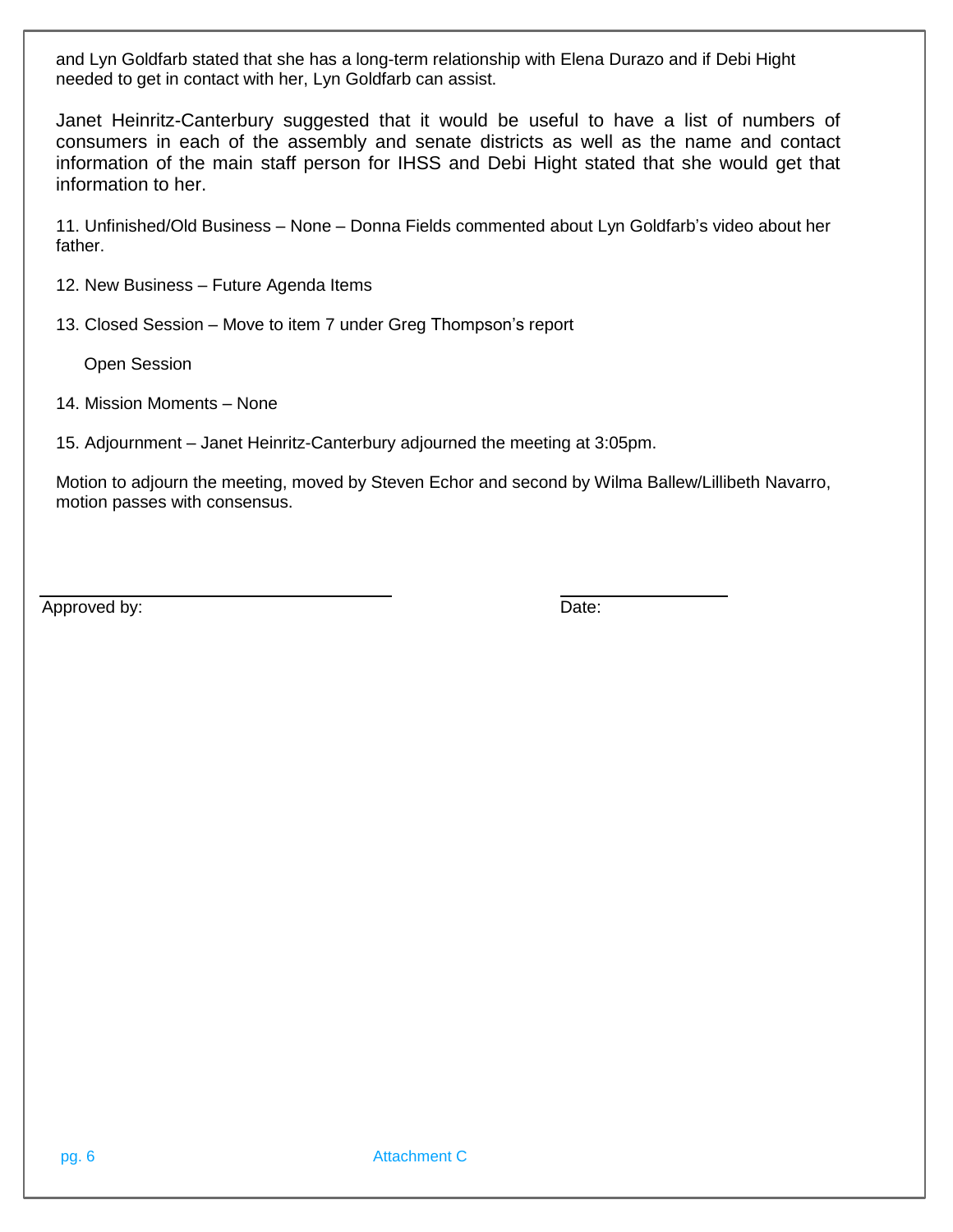and Lyn Goldfarb stated that she has a long-term relationship with Elena Durazo and if Debi Hight needed to get in contact with her, Lyn Goldfarb can assist.

Janet Heinritz-Canterbury suggested that it would be useful to have a list of numbers of consumers in each of the assembly and senate districts as well as the name and contact information of the main staff person for IHSS and Debi Hight stated that she would get that information to her.

11. Unfinished/Old Business – None – Donna Fields commented about Lyn Goldfarb's video about her father.

12. New Business – Future Agenda Items

13. Closed Session – Move to item 7 under Greg Thompson's report

    Open Session

14. Mission Moments – None

15. Adjournment – Janet Heinritz-Canterbury adjourned the meeting at 3:05pm.

Motion to adjourn the meeting, moved by Steven Echor and second by Wilma Ballew/Lillibeth Navarro, motion passes with consensus.

Approved by: ______________________          Date: ______________

Attachment C